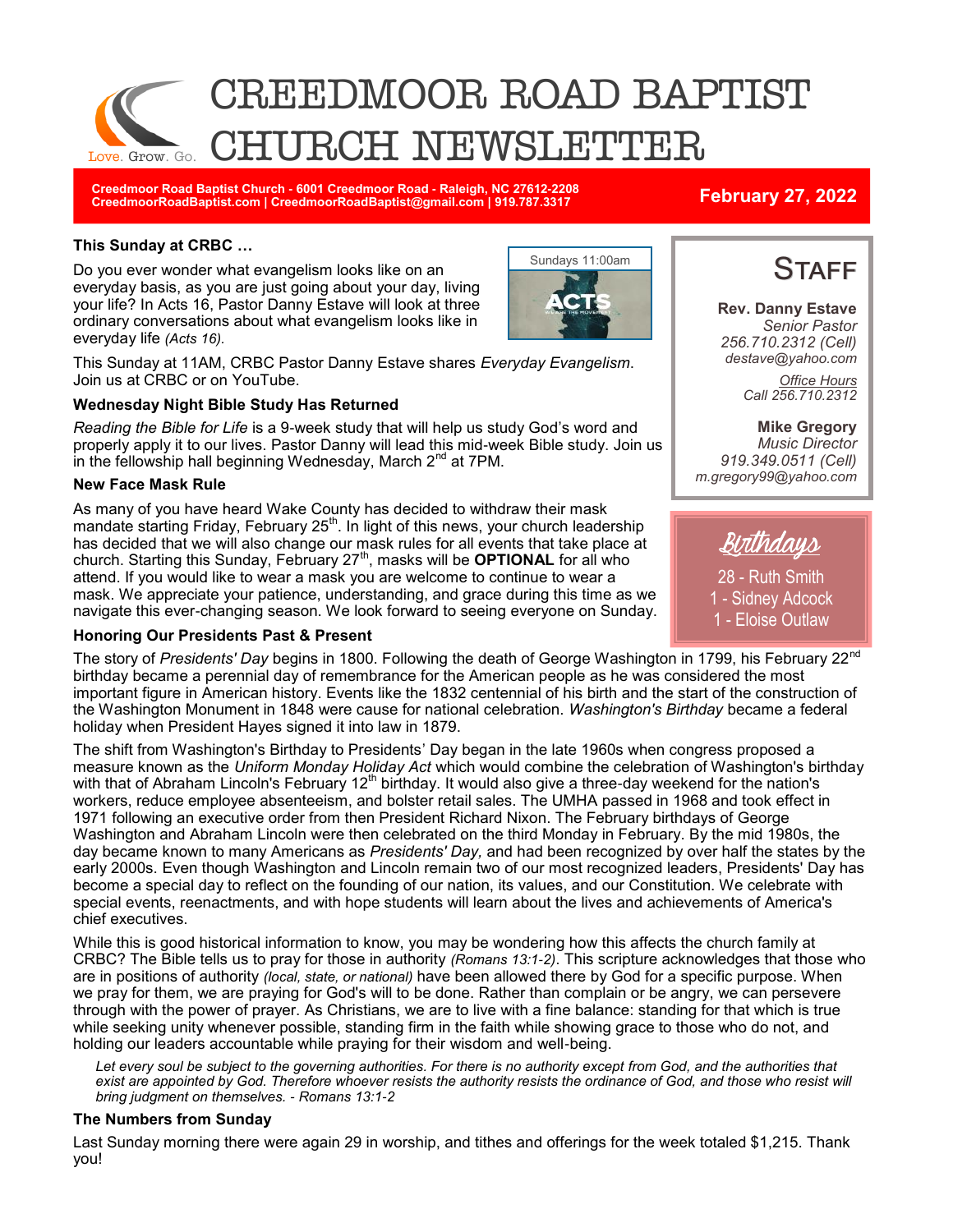# CREEDMOOR ROAD BAPTIST CHURCH NEWSLETTER

Love. Grow. Go.

**Creedmoor Road Baptist Church - 6001 Creedmoor Road - Raleigh, NC 27612-2208**
**CreedmoorRoadBaptist.com | CreedmoorRoadBaptist@gmail.com | 919.787.3317**

**February 27, 2022**

### This Sunday at CRBC …

Sundays 11:00am

Do you ever wonder what evangelism looks like on an everyday basis, as you are just going about your day, living your life? In Acts 16, Pastor Danny Estave will look at three ordinary conversations about what evangelism looks like in everyday life *(Acts 16).*

This Sunday at 11AM, CRBC Pastor Danny Estave shares *Everyday Evangelism*. Join us at CRBC or on YouTube.

### Wednesday Night Bible Study Has Returned

*Reading the Bible for Life* is a 9-week study that will help us study God's word and properly apply it to our lives. Pastor Danny will lead this mid-week Bible study. Join us in the fellowship hall beginning Wednesday, March 2nd at 7PM.

### New Face Mask Rule

As many of you have heard Wake County has decided to withdraw their mask mandate starting Friday, February 25th. In light of this news, your church leadership has decided that we will also change our mask rules for all events that take place at church. Starting this Sunday, February 27th, masks will be **OPTIONAL** for all who attend. If you would like to wear a mask you are welcome to continue to wear a mask. We appreciate your patience, understanding, and grace during this time as we navigate this ever-changing season. We look forward to seeing everyone on Sunday.

### Honoring Our Presidents Past & Present

The story of *Presidents' Day* begins in 1800. Following the death of George Washington in 1799, his February 22nd birthday became a perennial day of remembrance for the American people as he was considered the most important figure in American history. Events like the 1832 centennial of his birth and the start of the construction of the Washington Monument in 1848 were cause for national celebration. *Washington's Birthday* became a federal holiday when President Hayes signed it into law in 1879.

The shift from Washington's Birthday to Presidents' Day began in the late 1960s when congress proposed a measure known as the *Uniform Monday Holiday Act* which would combine the celebration of Washington's birthday with that of Abraham Lincoln's February 12th birthday. It would also give a three-day weekend for the nation's workers, reduce employee absenteeism, and bolster retail sales. The UMHA passed in 1968 and took effect in 1971 following an executive order from then President Richard Nixon. The February birthdays of George Washington and Abraham Lincoln were then celebrated on the third Monday in February. By the mid 1980s, the day became known to many Americans as *Presidents' Day,* and had been recognized by over half the states by the early 2000s. Even though Washington and Lincoln remain two of our most recognized leaders, Presidents' Day has become a special day to reflect on the founding of our nation, its values, and our Constitution. We celebrate with special events, reenactments, and with hope students will learn about the lives and achievements of America's chief executives.

While this is good historical information to know, you may be wondering how this affects the church family at CRBC? The Bible tells us to pray for those in authority *(Romans 13:1-2)*. This scripture acknowledges that those who are in positions of authority *(local, state, or national)* have been allowed there by God for a specific purpose. When we pray for them, we are praying for God's will to be done. Rather than complain or be angry, we can persevere through with the power of prayer. As Christians, we are to live with a fine balance: standing for that which is true while seeking unity whenever possible, standing firm in the faith while showing grace to those who do not, and holding our leaders accountable while praying for their wisdom and well-being.

*Let every soul be subject to the governing authorities. For there is no authority except from God, and the authorities that exist are appointed by God. Therefore whoever resists the authority resists the ordinance of God, and those who resist will bring judgment on themselves. - Romans 13:1-2*

### The Numbers from Sunday

Last Sunday morning there were again 29 in worship, and tithes and offerings for the week totaled $1,215. Thank you!

## Staff

**Rev. Danny Estave**
*Senior Pastor*
*256.710.2312 (Cell)*
*destave@yahoo.com*

*Office Hours*
*Call 256.710.2312*

**Mike Gregory**
*Music Director*
*919.349.0511 (Cell)*
*m.gregory99@yahoo.com*

## Birthdays

28 - Ruth Smith
1 - Sidney Adcock
1 - Eloise Outlaw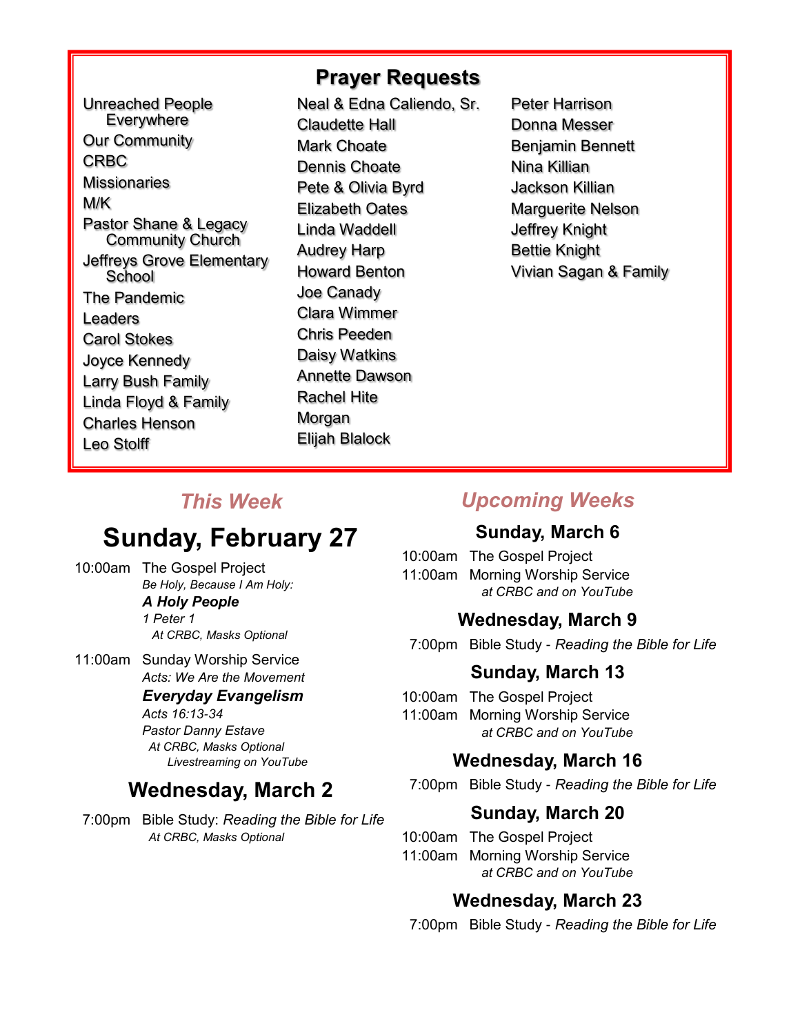## Prayer Requests

Unreached People Everywhere
Our Community
CRBC
Missionaries
M/K
Pastor Shane & Legacy Community Church
Jeffreys Grove Elementary School
The Pandemic
Leaders
Carol Stokes
Joyce Kennedy
Larry Bush Family
Linda Floyd & Family
Charles Henson
Leo Stolff

Neal & Edna Caliendo, Sr.
Claudette Hall
Mark Choate
Dennis Choate
Pete & Olivia Byrd
Elizabeth Oates
Linda Waddell
Audrey Harp
Howard Benton
Joe Canady
Clara Wimmer
Chris Peeden
Daisy Watkins
Annette Dawson
Rachel Hite
Morgan
Elijah Blalock

Peter Harrison
Donna Messer
Benjamin Bennett
Nina Killian
Jackson Killian
Marguerite Nelson
Jeffrey Knight
Bettie Knight
Vivian Sagan & Family

## *This Week*

### Sunday, February 27

10:00am The Gospel Project
*Be Holy, Because I Am Holy:*
***A Holy People***
*1 Peter 1*
*At CRBC, Masks Optional*

11:00am Sunday Worship Service
*Acts: We Are the Movement*
***Everyday Evangelism***
*Acts 16:13-34*
*Pastor Danny Estave*
*At CRBC, Masks Optional*
*Livestreaming on YouTube*

### Wednesday, March 2

7:00pm Bible Study: *Reading the Bible for Life*
*At CRBC, Masks Optional*

## *Upcoming Weeks*

### Sunday, March 6

10:00am The Gospel Project
11:00am Morning Worship Service
*at CRBC and on YouTube*

### Wednesday, March 9

7:00pm Bible Study - *Reading the Bible for Life*

### Sunday, March 13

10:00am The Gospel Project
11:00am Morning Worship Service
*at CRBC and on YouTube*

### Wednesday, March 16

7:00pm Bible Study - *Reading the Bible for Life*

### Sunday, March 20

10:00am The Gospel Project
11:00am Morning Worship Service
*at CRBC and on YouTube*

### Wednesday, March 23

7:00pm Bible Study - *Reading the Bible for Life*